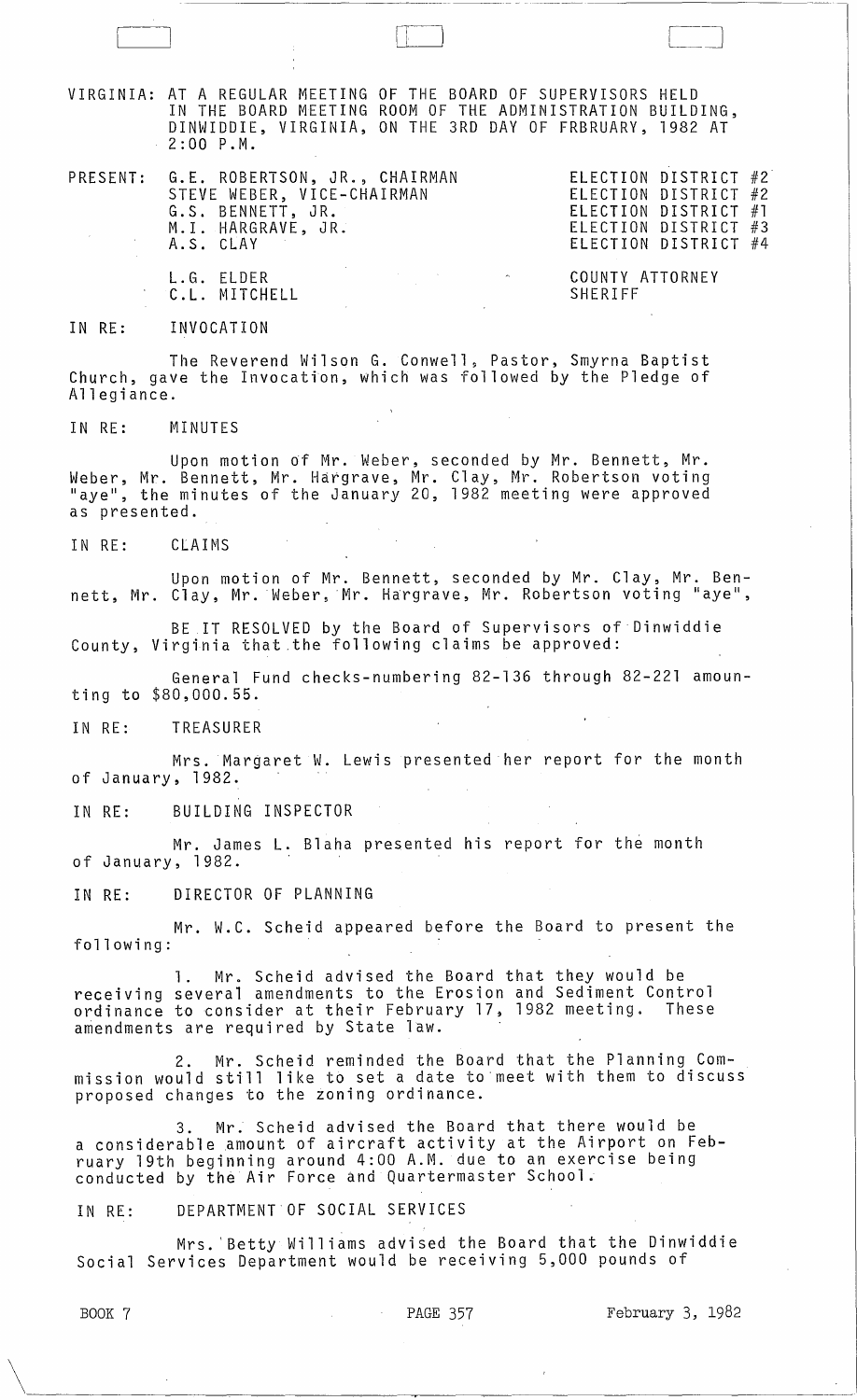VIRGINIA: AT A REGULAR MEETING OF THE BOARD OF SUPERVISORS HELD IN THE BOARD MEETING ROOM OF THE ADMINISTRATION BUILDING, DINWIDDIE, VIRGINIA, ON THE 3RD DAY OF FRBRUARY, 1982 AT 2:00 P.M.

| PRESENT: | | |
|---|---|---|
| | G.E. ROBERTSON, JR., CHAIRMAN | ELECTION DISTRICT #2 |
| | STEVE WEBER, VICE-CHAIRMAN | ELECTION DISTRICT #2 |
| | G.S. BENNETT, JR. | ELECTION DISTRICT #1 |
| | M.I. HARGRAVE, JR. | ELECTION DISTRICT #3 |
| | A.S. CLAY | ELECTION DISTRICT #4 |
| | L.G. ELDER | COUNTY ATTORNEY |
| | C.L. MITCHELL | SHERIFF |

IN RE: INVOCATION

The Reverend Wilson G. Conwell, Pastor, Smyrna Baptist Church, gave the Invocation, which was followed by the Pledge of Allegiance.

IN RE: MINUTES

Upon motion of Mr. Weber, seconded by Mr. Bennett, Mr. Weber, Mr. Bennett, Mr. Hargrave, Mr. Clay, Mr. Robertson voting "aye", the minutes of the January 20, 1982 meeting were approved as presented.

IN RE: CLAIMS

Upon motion of Mr. Bennett, seconded by Mr. Clay, Mr. Bennett, Mr. Clay, Mr. Weber, Mr. Hargrave, Mr. Robertson voting "aye",

BE IT RESOLVED by the Board of Supervisors of Dinwiddie County, Virginia that the following claims be approved:

General Fund checks-numbering 82-136 through 82-221 amounting to $80,000.55.

IN RE: TREASURER

Mrs. Margaret W. Lewis presented her report for the month of January, 1982.

IN RE: BUILDING INSPECTOR

Mr. James L. Blaha presented his report for the month of January, 1982.

IN RE: DIRECTOR OF PLANNING

Mr. W.C. Scheid appeared before the Board to present the following:

1. Mr. Scheid advised the Board that they would be receiving several amendments to the Erosion and Sediment Control ordinance to consider at their February 17, 1982 meeting. These amendments are required by State law.

2. Mr. Scheid reminded the Board that the Planning Commission would still like to set a date to meet with them to discuss proposed changes to the zoning ordinance.

3. Mr. Scheid advised the Board that there would be a considerable amount of aircraft activity at the Airport on February 19th beginning around 4:00 A.M. due to an exercise being conducted by the Air Force and Quartermaster School.

IN RE: DEPARTMENT OF SOCIAL SERVICES

Mrs. Betty Williams advised the Board that the Dinwiddie Social Services Department would be receiving 5,000 pounds of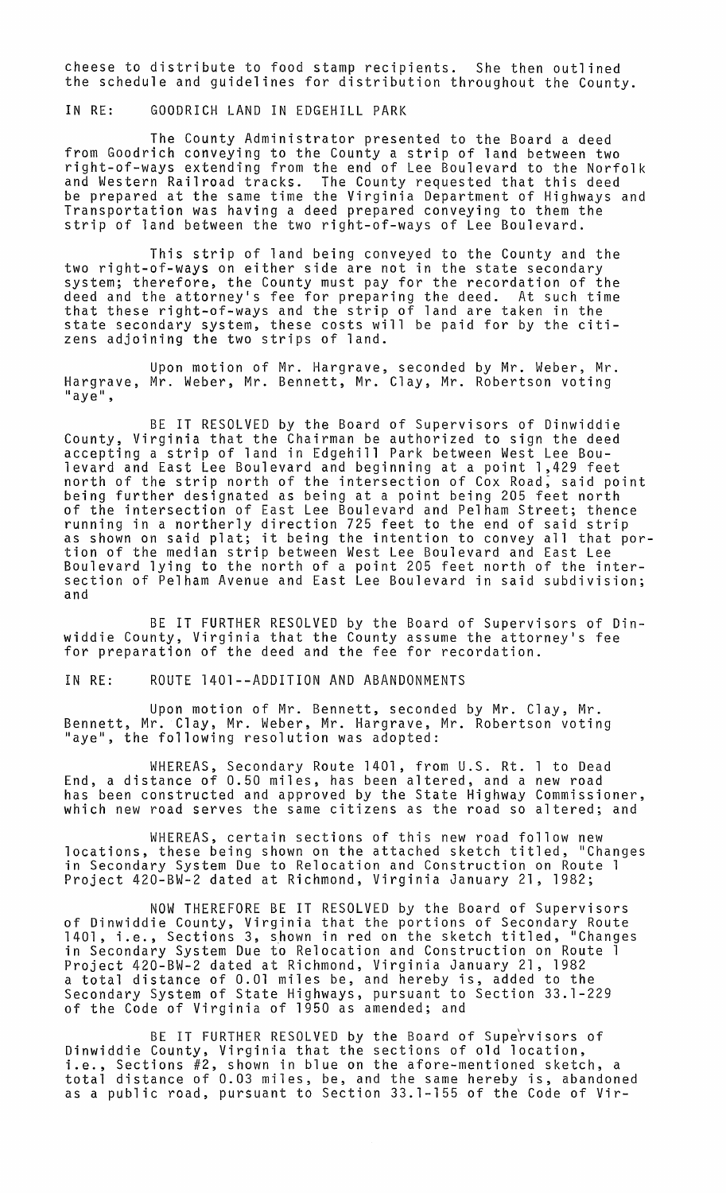cheese to distribute to food stamp recipients. She then outlined the schedule and guidelines for distribution throughout the County.

IN RE: GOODRICH LAND IN EDGEHILL PARK

The County Administrator presented to the Board a deed from Goodrich conveying to the County a strip of land between two right-of-ways extending from the end of Lee Boulevard to the Norfolk and Western Railroad tracks. The County requested that this deed be prepared at the same time the Virginia Department of Highways and Transportation was having a deed prepared conveying to them the strip of land between the two right-of-ways of Lee Boulevard.

This strip of land being conveyed to the County and the two right-of-ways on either side are not in the state secondary system; therefore, the County must pay for the recordation of the deed and the attorney's fee for preparing the deed. At such time that these right-of-ways and the strip of land are taken in the state secondary system, these costs will be paid for by the citizens adjoining the two strips of land.

Upon motion of Mr. Hargrave, seconded by Mr. Weber, Mr. Hargrave, Mr. Weber, Mr. Bennett, Mr. Clay, Mr. Robertson voting "aye",

BE IT RESOLVED by the Board of Supervisors of Dinwiddie County, Virginia that the Chairman be authorized to sign the deed accepting a strip of land in Edgehill Park between West Lee Boulevard and East Lee Boulevard and beginning at a point 1,429 feet north of the strip north of the intersection of Cox Road, said point being further designated as being at a point being 205 feet north of the intersection of East Lee Boulevard and Pelham Street; thence running in a northerly direction 725 feet to the end of said strip as shown on said plat; it being the intention to convey all that portion of the median strip between West Lee Boulevard and East Lee Boulevard lying to the north of a point 205 feet north of the intersection of Pelham Avenue and East Lee Boulevard in said subdivision; and

BE IT FURTHER RESOLVED by the Board of Supervisors of Dinwiddie County, Virginia that the County assume the attorney's fee for preparation of the deed and the fee for recordation.

IN RE: ROUTE 1401--ADDITION AND ABANDONMENTS

Upon motion of Mr. Bennett, seconded by Mr. Clay, Mr. Bennett, Mr. Clay, Mr. Weber, Mr. Hargrave, Mr. Robertson voting "aye", the following resolution was adopted:

WHEREAS, Secondary Route 1401, from U.S. Rt. 1 to Dead End, a distance of 0.50 miles, has been altered, and a new road has been constructed and approved by the State Highway Commissioner, which new road serves the same citizens as the road so altered; and

WHEREAS, certain sections of this new road follow new locations, these being shown on the attached sketch titled, "Changes in Secondary System Due to Relocation and Construction on Route 1 Project 420-BW-2 dated at Richmond, Virginia January 21, 1982;

NOW THEREFORE BE IT RESOLVED by the Board of Supervisors of Dinwiddie County, Virginia that the portions of Secondary Route 1401, i.e., Sections 3, shown in red on the sketch titled, "Changes in Secondary System Due to Relocation and Construction on Route 1 Project 420-BW-2 dated at Richmond, Virginia January 21, 1982 a total distance of 0.01 miles be, and hereby is, added to the Secondary System of State Highways, pursuant to Section 33.1-229 of the Code of Virginia of 1950 as amended; and

BE IT FURTHER RESOLVED by the Board of Supervisors of Dinwiddie County, Virginia that the sections of old location, i.e., Sections #2, shown in blue on the afore-mentioned sketch, a total distance of 0.03 miles, be, and the same hereby is, abandoned as a public road, pursuant to Section 33.1-155 of the Code of Vir-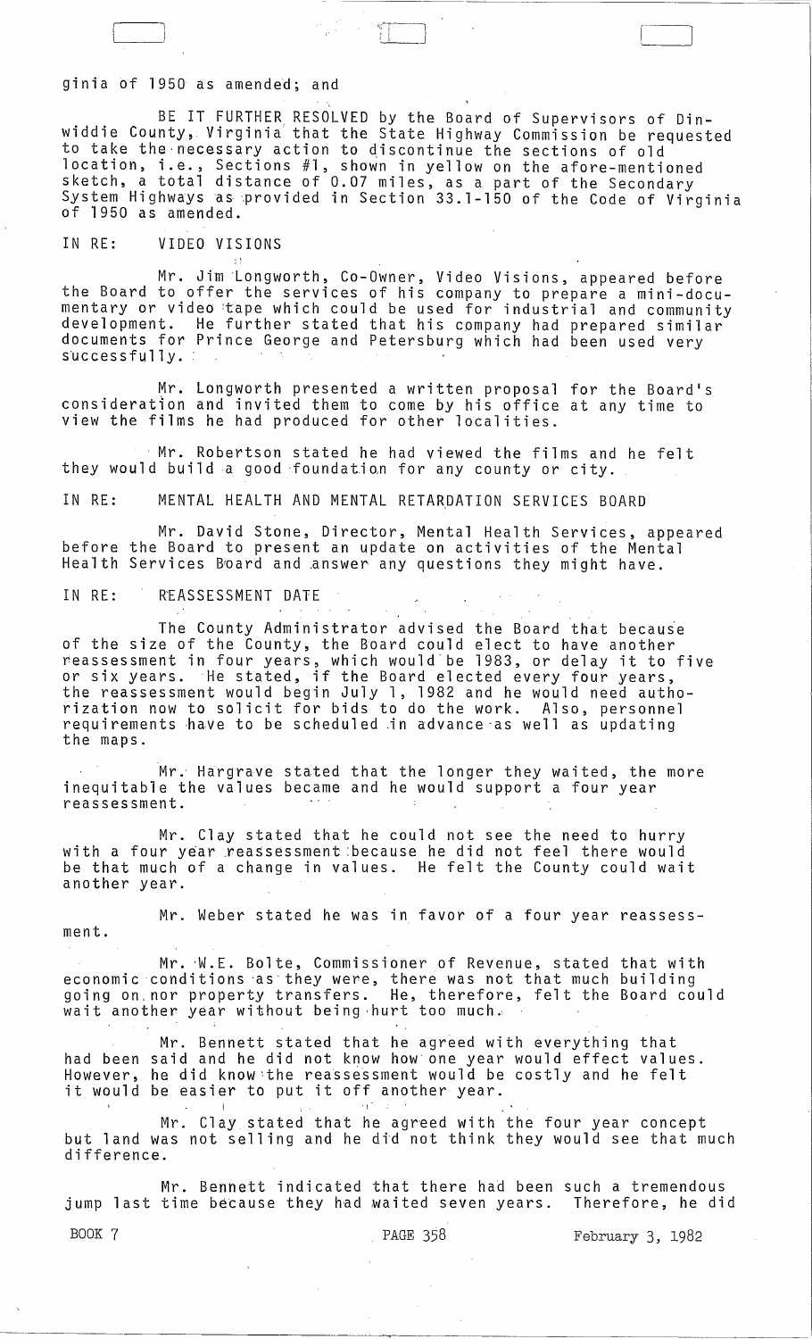ginia of 1950 as amended; and

BE IT FURTHER RESOLVED by the Board of Supervisors of Dinwiddie County, Virginia that the State Highway Commission be requested to take the necessary action to discontinue the sections of old location, i.e., Sections #1, shown in yellow on the afore-mentioned sketch, a total distance of 0.07 miles, as a part of the Secondary System Highways as provided in Section 33.1-150 of the Code of Virginia of 1950 as amended.

IN RE: VIDEO VISIONS

Mr. Jim Longworth, Co-Owner, Video Visions, appeared before the Board to offer the services of his company to prepare a mini-documentary or video tape which could be used for industrial and community development. He further stated that his company had prepared similar documents for Prince George and Petersburg which had been used very successfully.

Mr. Longworth presented a written proposal for the Board's consideration and invited them to come by his office at any time to view the films he had produced for other localities.

Mr. Robertson stated he had viewed the films and he felt they would build a good foundation for any county or city.

IN RE: MENTAL HEALTH AND MENTAL RETARDATION SERVICES BOARD

Mr. David Stone, Director, Mental Health Services, appeared before the Board to present an update on activities of the Mental Health Services Board and answer any questions they might have.

IN RE: REASSESSMENT DATE

The County Administrator advised the Board that because of the size of the County, the Board could elect to have another reassessment in four years, which would be 1983, or delay it to five or six years. He stated, if the Board elected every four years, the reassessment would begin July 1, 1982 and he would need authorization now to solicit for bids to do the work. Also, personnel requirements have to be scheduled in advance as well as updating the maps.

Mr. Hargrave stated that the longer they waited, the more inequitable the values became and he would support a four year reassessment.

Mr. Clay stated that he could not see the need to hurry with a four year reassessment because he did not feel there would be that much of a change in values. He felt the County could wait another year.

Mr. Weber stated he was in favor of a four year reassessment.

Mr. W.E. Bolte, Commissioner of Revenue, stated that with economic conditions as they were, there was not that much building going on nor property transfers. He, therefore, felt the Board could wait another year without being hurt too much.

Mr. Bennett stated that he agreed with everything that had been said and he did not know how one year would effect values. However, he did know the reassessment would be costly and he felt it would be easier to put it off another year.

Mr. Clay stated that he agreed with the four year concept but land was not selling and he did not think they would see that much difference.

Mr. Bennett indicated that there had been such a tremendous jump last time because they had waited seven years. Therefore, he did

BOOK 7 PAGE 358 February 3, 1982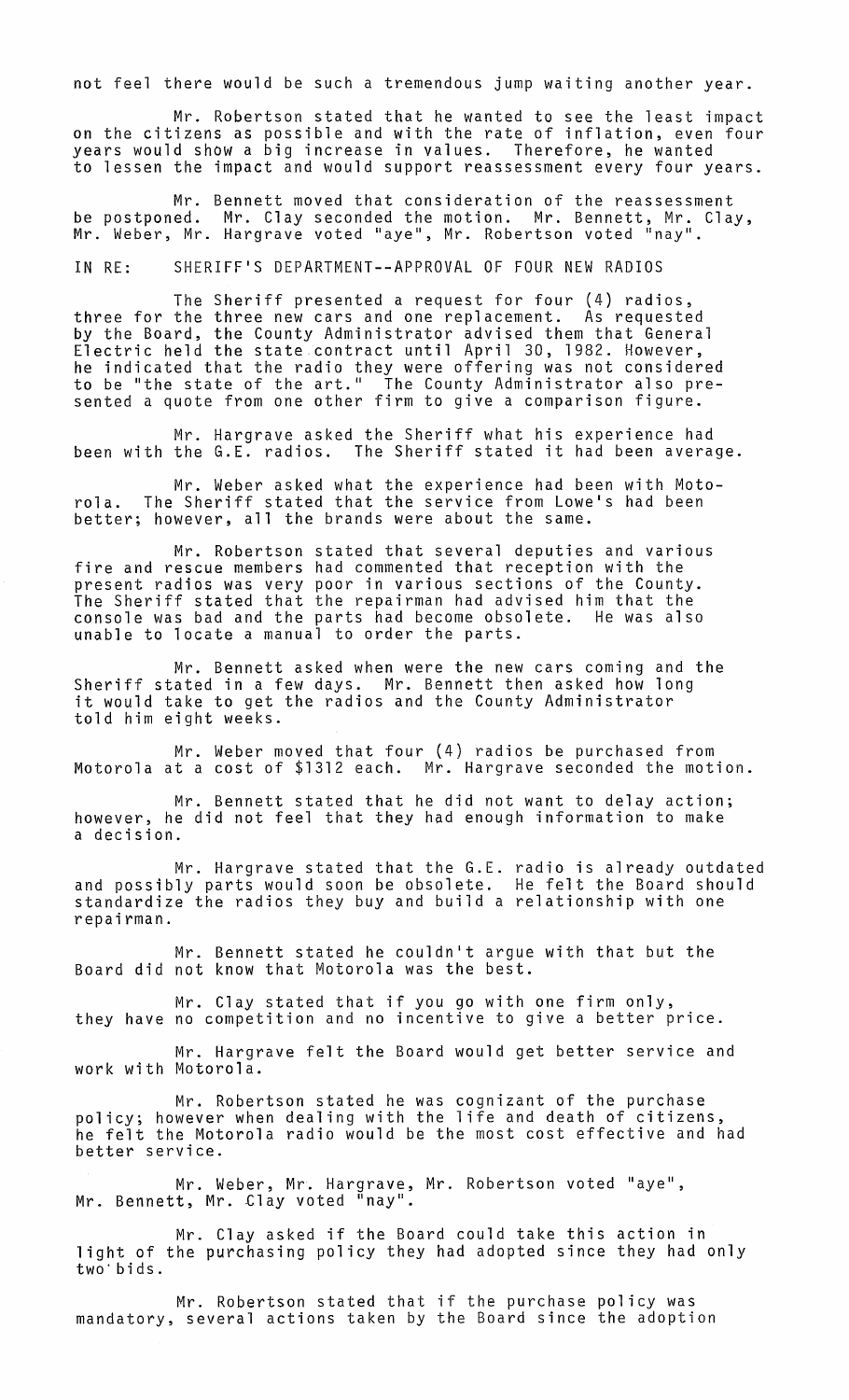not feel there would be such a tremendous jump waiting another year.

Mr. Robertson stated that he wanted to see the least impact on the citizens as possible and with the rate of inflation, even four years would show a big increase in values. Therefore, he wanted to lessen the impact and would support reassessment every four years.

Mr. Bennett moved that consideration of the reassessment be postponed. Mr. Clay seconded the motion. Mr. Bennett, Mr. Clay, Mr. Weber, Mr. Hargrave voted "aye", Mr. Robertson voted "nay".

IN RE: SHERIFF'S DEPARTMENT--APPROVAL OF FOUR NEW RADIOS

The Sheriff presented a request for four (4) radios, three for the three new cars and one replacement. As requested by the Board, the County Administrator advised them that General Electric held the state contract until April 30, 1982. However, he indicated that the radio they were offering was not considered to be "the state of the art." The County Administrator also presented a quote from one other firm to give a comparison figure.

Mr. Hargrave asked the Sheriff what his experience had been with the G.E. radios. The Sheriff stated it had been average.

Mr. Weber asked what the experience had been with Motorola. The Sheriff stated that the service from Lowe's had been better; however, all the brands were about the same.

Mr. Robertson stated that several deputies and various fire and rescue members had commented that reception with the present radios was very poor in various sections of the County. The Sheriff stated that the repairman had advised him that the console was bad and the parts had become obsolete. He was also unable to locate a manual to order the parts.

Mr. Bennett asked when were the new cars coming and the Sheriff stated in a few days. Mr. Bennett then asked how long it would take to get the radios and the County Administrator told him eight weeks.

Mr. Weber moved that four (4) radios be purchased from Motorola at a cost of $1312 each. Mr. Hargrave seconded the motion.

Mr. Bennett stated that he did not want to delay action; however, he did not feel that they had enough information to make a decision.

Mr. Hargrave stated that the G.E. radio is already outdated and possibly parts would soon be obsolete. He felt the Board should standardize the radios they buy and build a relationship with one repairman.

Mr. Bennett stated he couldn't argue with that but the Board did not know that Motorola was the best.

Mr. Clay stated that if you go with one firm only, they have no competition and no incentive to give a better price.

Mr. Hargrave felt the Board would get better service and work with Motorola.

Mr. Robertson stated he was cognizant of the purchase policy; however when dealing with the life and death of citizens, he felt the Motorola radio would be the most cost effective and had better service.

Mr. Weber, Mr. Hargrave, Mr. Robertson voted "aye", Mr. Bennett, Mr. Clay voted "nay".

Mr. Clay asked if the Board could take this action in light of the purchasing policy they had adopted since they had only two bids.

Mr. Robertson stated that if the purchase policy was mandatory, several actions taken by the Board since the adoption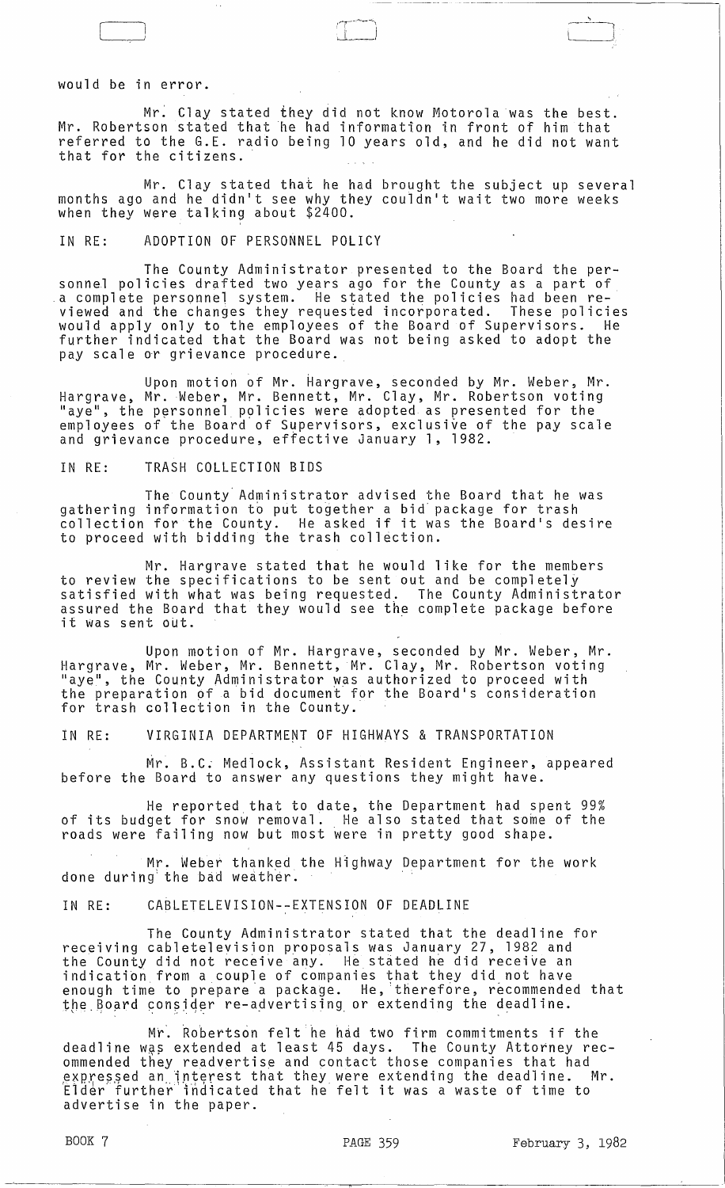would be in error.

Mr. Clay stated they did not know Motorola was the best. Mr. Robertson stated that he had information in front of him that referred to the G.E. radio being 10 years old, and he did not want that for the citizens.

Mr. Clay stated that he had brought the subject up several months ago and he didn't see why they couldn't wait two more weeks when they were talking about $2400.

IN RE: ADOPTION OF PERSONNEL POLICY

The County Administrator presented to the Board the personnel policies drafted two years ago for the County as a part of a complete personnel system. He stated the policies had been reviewed and the changes they requested incorporated. These policies would apply only to the employees of the Board of Supervisors. He further indicated that the Board was not being asked to adopt the pay scale or grievance procedure.

Upon motion of Mr. Hargrave, seconded by Mr. Weber, Mr. Hargrave, Mr. Weber, Mr. Bennett, Mr. Clay, Mr. Robertson voting "aye", the personnel policies were adopted as presented for the employees of the Board of Supervisors, exclusive of the pay scale and grievance procedure, effective January 1, 1982.

IN RE: TRASH COLLECTION BIDS

The County Administrator advised the Board that he was gathering information to put together a bid package for trash collection for the County. He asked if it was the Board's desire to proceed with bidding the trash collection.

Mr. Hargrave stated that he would like for the members to review the specifications to be sent out and be completely satisfied with what was being requested. The County Administrator assured the Board that they would see the complete package before it was sent out.

Upon motion of Mr. Hargrave, seconded by Mr. Weber, Mr. Hargrave, Mr. Weber, Mr. Bennett, Mr. Clay, Mr. Robertson voting "aye", the County Administrator was authorized to proceed with the preparation of a bid document for the Board's consideration for trash collection in the County.

IN RE: VIRGINIA DEPARTMENT OF HIGHWAYS & TRANSPORTATION

Mr. B.C. Medlock, Assistant Resident Engineer, appeared before the Board to answer any questions they might have.

He reported that to date, the Department had spent 99% of its budget for snow removal. He also stated that some of the roads were failing now but most were in pretty good shape.

Mr. Weber thanked the Highway Department for the work done during the bad weather.

IN RE: CABLETELEVISION--EXTENSION OF DEADLINE

The County Administrator stated that the deadline for receiving cabletelevision proposals was January 27, 1982 and the County did not receive any. He stated he did receive an indication from a couple of companies that they did not have enough time to prepare a package. He, therefore, recommended that the Board consider re-advertising or extending the deadline.

Mr. Robertson felt he had two firm commitments if the deadline was extended at least 45 days. The County Attorney recommended they readvertise and contact those companies that had expressed an interest that they were extending the deadline. Mr. Elder further indicated that he felt it was a waste of time to advertise in the paper.

BOOK 7 PAGE 359 February 3, 1982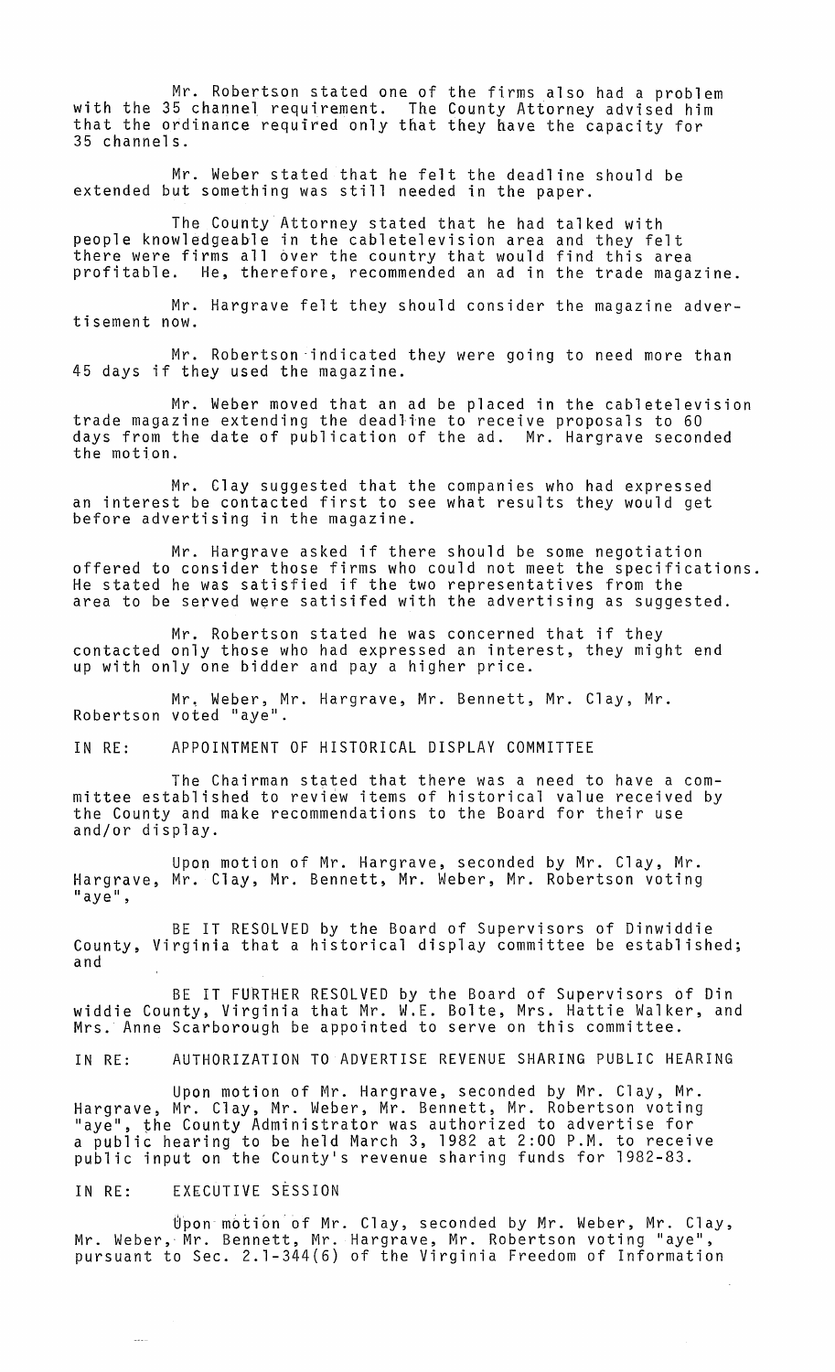Mr. Robertson stated one of the firms also had a problem with the 35 channel requirement. The County Attorney advised him that the ordinance required only that they have the capacity for 35 channels.

Mr. Weber stated that he felt the deadline should be extended but something was still needed in the paper.

The County Attorney stated that he had talked with people knowledgeable in the cabletelevision area and they felt there were firms all over the country that would find this area profitable. He, therefore, recommended an ad in the trade magazine.

Mr. Hargrave felt they should consider the magazine advertisement now.

Mr. Robertson indicated they were going to need more than 45 days if they used the magazine.

Mr. Weber moved that an ad be placed in the cabletelevision trade magazine extending the deadline to receive proposals to 60 days from the date of publication of the ad. Mr. Hargrave seconded the motion.

Mr. Clay suggested that the companies who had expressed an interest be contacted first to see what results they would get before advertising in the magazine.

Mr. Hargrave asked if there should be some negotiation offered to consider those firms who could not meet the specifications. He stated he was satisfied if the two representatives from the area to be served were satisifed with the advertising as suggested.

Mr. Robertson stated he was concerned that if they contacted only those who had expressed an interest, they might end up with only one bidder and pay a higher price.

Mr. Weber, Mr. Hargrave, Mr. Bennett, Mr. Clay, Mr. Robertson voted "aye".

IN RE: APPOINTMENT OF HISTORICAL DISPLAY COMMITTEE

The Chairman stated that there was a need to have a committee established to review items of historical value received by the County and make recommendations to the Board for their use and/or display.

Upon motion of Mr. Hargrave, seconded by Mr. Clay, Mr. Hargrave, Mr. Clay, Mr. Bennett, Mr. Weber, Mr. Robertson voting "aye",

BE IT RESOLVED by the Board of Supervisors of Dinwiddie County, Virginia that a historical display committee be established; and

BE IT FURTHER RESOLVED by the Board of Supervisors of Dinwiddie County, Virginia that Mr. W.E. Bolte, Mrs. Hattie Walker, and Mrs. Anne Scarborough be appointed to serve on this committee.

IN RE: AUTHORIZATION TO ADVERTISE REVENUE SHARING PUBLIC HEARING

Upon motion of Mr. Hargrave, seconded by Mr. Clay, Mr. Hargrave, Mr. Clay, Mr. Weber, Mr. Bennett, Mr. Robertson voting "aye", the County Administrator was authorized to advertise for a public hearing to be held March 3, 1982 at 2:00 P.M. to receive public input on the County's revenue sharing funds for 1982-83.

IN RE: EXECUTIVE SESSION

Upon motion of Mr. Clay, seconded by Mr. Weber, Mr. Clay, Mr. Weber, Mr. Bennett, Mr. Hargrave, Mr. Robertson voting "aye", pursuant to Sec. 2.1-344(6) of the Virginia Freedom of Information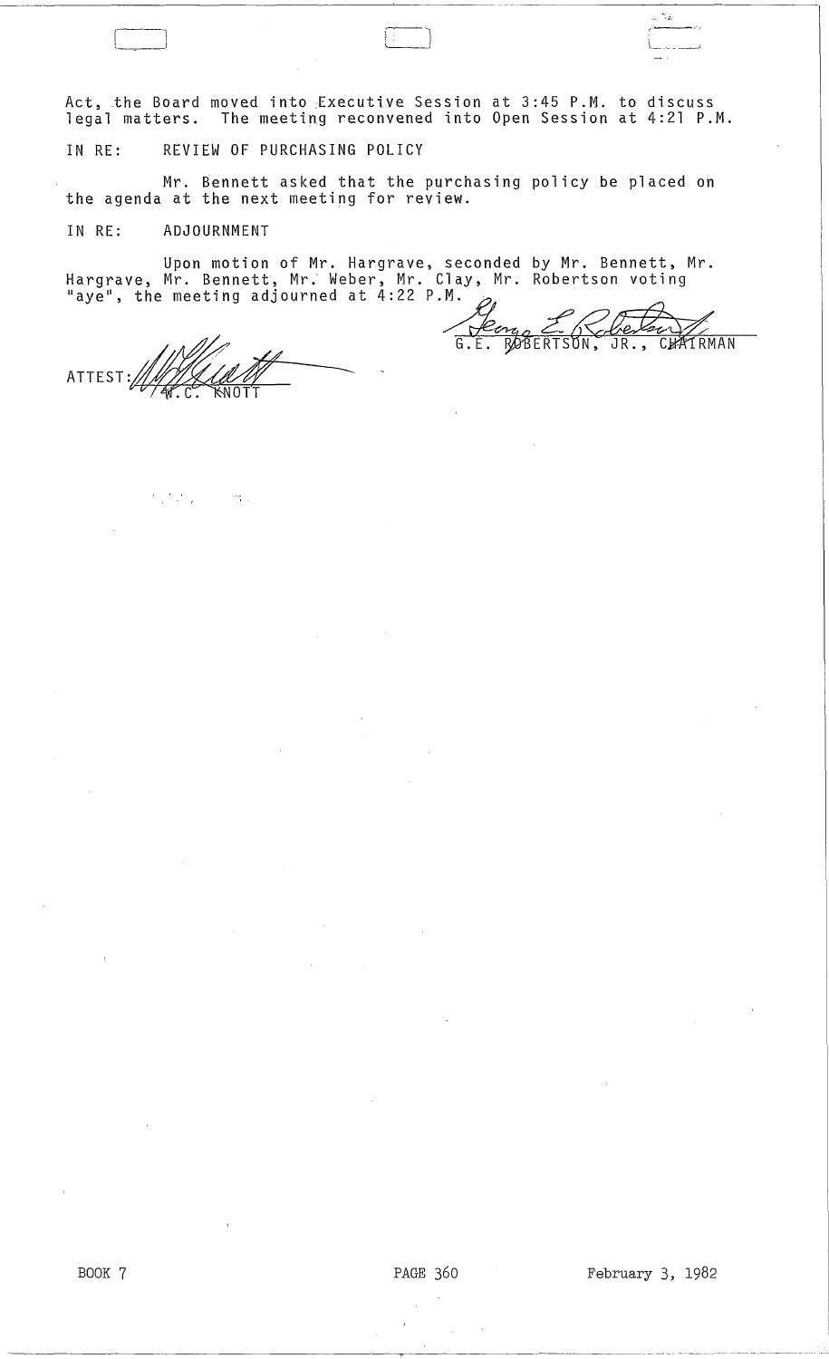Act, the Board moved into Executive Session at 3:45 P.M. to discuss legal matters. The meeting reconvened into Open Session at 4:21 P.M.

IN RE: REVIEW OF PURCHASING POLICY

Mr. Bennett asked that the purchasing policy be placed on the agenda at the next meeting for review.

IN RE: ADJOURNMENT

Upon motion of Mr. Hargrave, seconded by Mr. Bennett, Mr. Hargrave, Mr. Bennett, Mr. Weber, Mr. Clay, Mr. Robertson voting "aye", the meeting adjourned at 4:22 P.M.

G.E. ROBERTSON, JR., CHAIRMAN

ATTEST: W.C. KNOTT

BOOK 7 PAGE 360 February 3, 1982